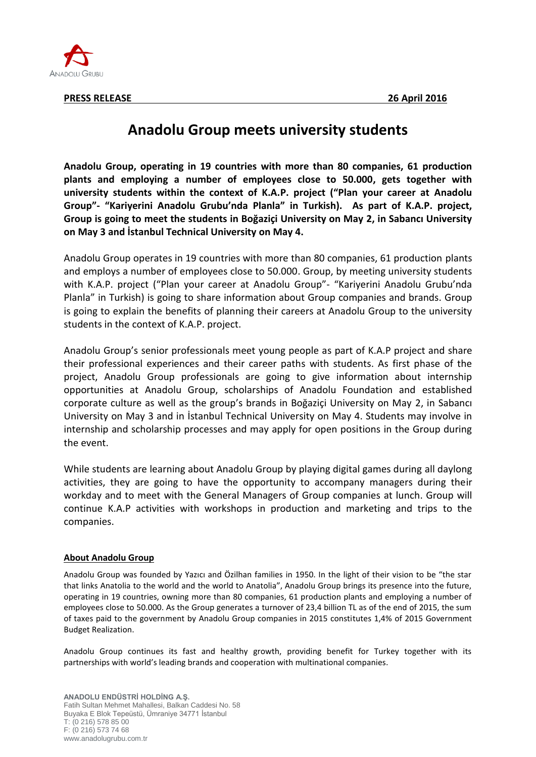Anadolu Grubu

**PRESS RELEASE** **26 April 2016**

# Anadolu Group meets university students

**Anadolu Group, operating in 19 countries with more than 80 companies, 61 production plants and employing a number of employees close to 50.000, gets together with university students within the context of K.A.P. project ("Plan your career at Anadolu Group"- "Kariyerini Anadolu Grubu'nda Planla" in Turkish). As part of K.A.P. project, Group is going to meet the students in Boğaziçi University on May 2, in Sabancı University on May 3 and İstanbul Technical University on May 4.**

Anadolu Group operates in 19 countries with more than 80 companies, 61 production plants and employs a number of employees close to 50.000. Group, by meeting university students with K.A.P. project ("Plan your career at Anadolu Group"- "Kariyerini Anadolu Grubu'nda Planla" in Turkish) is going to share information about Group companies and brands. Group is going to explain the benefits of planning their careers at Anadolu Group to the university students in the context of K.A.P. project.

Anadolu Group's senior professionals meet young people as part of K.A.P project and share their professional experiences and their career paths with students. As first phase of the project, Anadolu Group professionals are going to give information about internship opportunities at Anadolu Group, scholarships of Anadolu Foundation and established corporate culture as well as the group's brands in Boğaziçi University on May 2, in Sabancı University on May 3 and in İstanbul Technical University on May 4. Students may involve in internship and scholarship processes and may apply for open positions in the Group during the event.

While students are learning about Anadolu Group by playing digital games during all daylong activities, they are going to have the opportunity to accompany managers during their workday and to meet with the General Managers of Group companies at lunch. Group will continue K.A.P activities with workshops in production and marketing and trips to the companies.

## About Anadolu Group

Anadolu Group was founded by Yazıcı and Özilhan families in 1950. In the light of their vision to be "the star that links Anatolia to the world and the world to Anatolia", Anadolu Group brings its presence into the future, operating in 19 countries, owning more than 80 companies, 61 production plants and employing a number of employees close to 50.000. As the Group generates a turnover of 23,4 billion TL as of the end of 2015, the sum of taxes paid to the government by Anadolu Group companies in 2015 constitutes 1,4% of 2015 Government Budget Realization.

Anadolu Group continues its fast and healthy growth, providing benefit for Turkey together with its partnerships with world's leading brands and cooperation with multinational companies.

**ANADOLU ENDÜSTRİ HOLDİNG A.Ş.**
Fatih Sultan Mehmet Mahallesi, Balkan Caddesi No. 58
Buyaka E Blok Tepeüstü, Ümraniye 34771 İstanbul
T: (0 216) 578 85 00
F: (0 216) 573 74 68
www.anadolugrubu.com.tr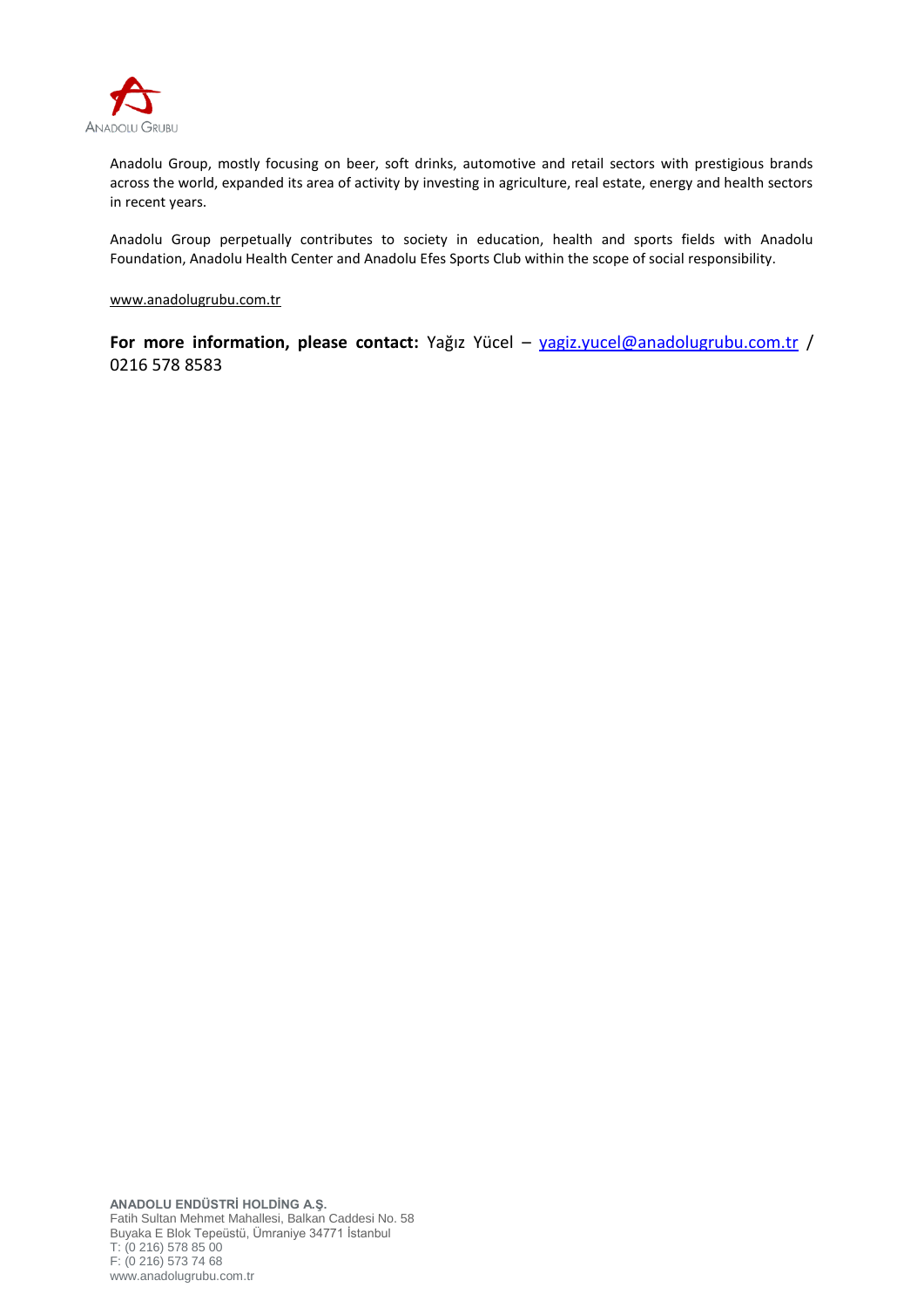Anadolu Group, mostly focusing on beer, soft drinks, automotive and retail sectors with prestigious brands across the world, expanded its area of activity by investing in agriculture, real estate, energy and health sectors in recent years.

Anadolu Group perpetually contributes to society in education, health and sports fields with Anadolu Foundation, Anadolu Health Center and Anadolu Efes Sports Club within the scope of social responsibility.

www.anadolugrubu.com.tr

**For more information, please contact:** Yağız Yücel – yagiz.yucel@anadolugrubu.com.tr / 0216 578 8583

**ANADOLU ENDÜSTRİ HOLDİNG A.Ş.**
Fatih Sultan Mehmet Mahallesi, Balkan Caddesi No. 58
Buyaka E Blok Tepeüstü, Ümraniye 34771 İstanbul
T: (0 216) 578 85 00
F: (0 216) 573 74 68
www.anadolugrubu.com.tr